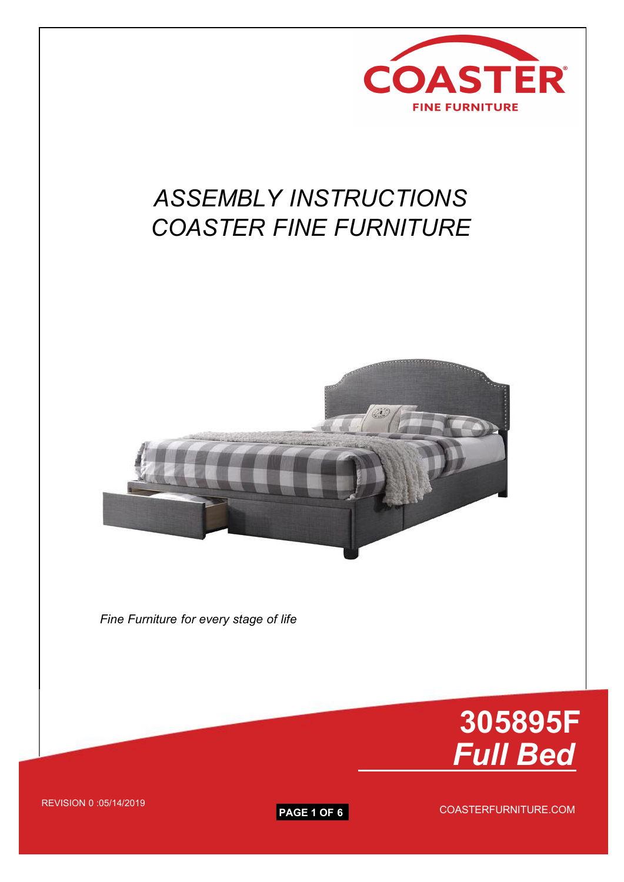COASTER
FINE FURNITURE

# ASSEMBLY INSTRUCTIONS
# COASTER FINE FURNITURE

*Fine Furniture for every stage of life*

## 305895F
## *Full Bed*

REVISION 0 :05/14/2019

COASTERFURNITURE.COM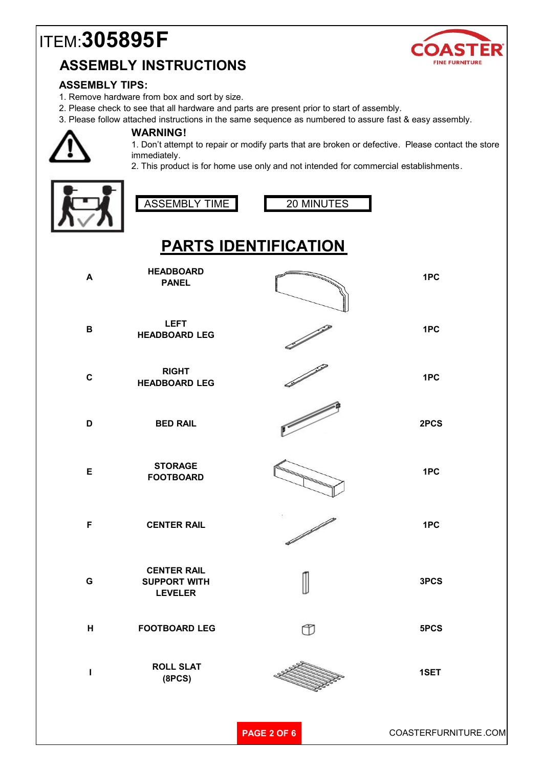# ITEM:**305895F**

## ASSEMBLY INSTRUCTIONS

### ASSEMBLY TIPS:

1. Remove hardware from box and sort by size.
2. Please check to see that all hardware and parts are present prior to start of assembly.
3. Please follow attached instructions in the same sequence as numbered to assure fast & easy assembly.

**WARNING!**

1. Don't attempt to repair or modify parts that are broken or defective. Please contact the store immediately.
2. This product is for home use only and not intended for commercial establishments.

| ASSEMBLY TIME | 20 MINUTES |
|---|---|

## PARTS IDENTIFICATION

| | | |
|---|---|---|
| A | HEADBOARD PANEL | 1PC |
| B | LEFT HEADBOARD LEG | 1PC |
| C | RIGHT HEADBOARD LEG | 1PC |
| D | BED RAIL | 2PCS |
| E | STORAGE FOOTBOARD | 1PC |
| F | CENTER RAIL | 1PC |
| G | CENTER RAIL SUPPORT WITH LEVELER | 3PCS |
| H | FOOTBOARD LEG | 5PCS |
| I | ROLL SLAT (8PCS) | 1SET |

COASTERFURNITURE.COM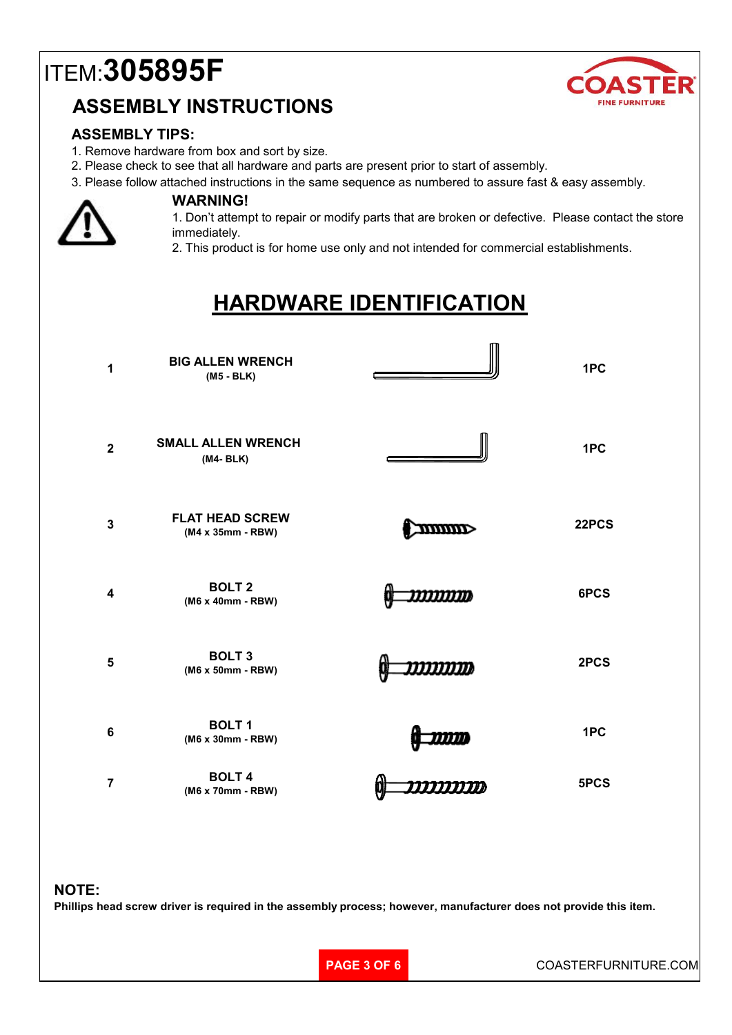# ITEM:**305895F**

COASTER FINE FURNITURE

## ASSEMBLY INSTRUCTIONS

### ASSEMBLY TIPS:

1. Remove hardware from box and sort by size.
2. Please check to see that all hardware and parts are present prior to start of assembly.
3. Please follow attached instructions in the same sequence as numbered to assure fast & easy assembly.

**WARNING!**

1. Don't attempt to repair or modify parts that are broken or defective. Please contact the store immediately.
2. This product is for home use only and not intended for commercial establishments.

## HARDWARE IDENTIFICATION

| No. | Description | Quantity |
|---|---|---|
| 1 | **BIG ALLEN WRENCH** (M5 - BLK) | 1PC |
| 2 | **SMALL ALLEN WRENCH** (M4- BLK) | 1PC |
| 3 | **FLAT HEAD SCREW** (M4 x 35mm - RBW) | 22PCS |
| 4 | **BOLT 2** (M6 x 40mm - RBW) | 6PCS |
| 5 | **BOLT 3** (M6 x 50mm - RBW) | 2PCS |
| 6 | **BOLT 1** (M6 x 30mm - RBW) | 1PC |
| 7 | **BOLT 4** (M6 x 70mm - RBW) | 5PCS |

**NOTE:**
**Phillips head screw driver is required in the assembly process; however, manufacturer does not provide this item.**

COASTERFURNITURE.COM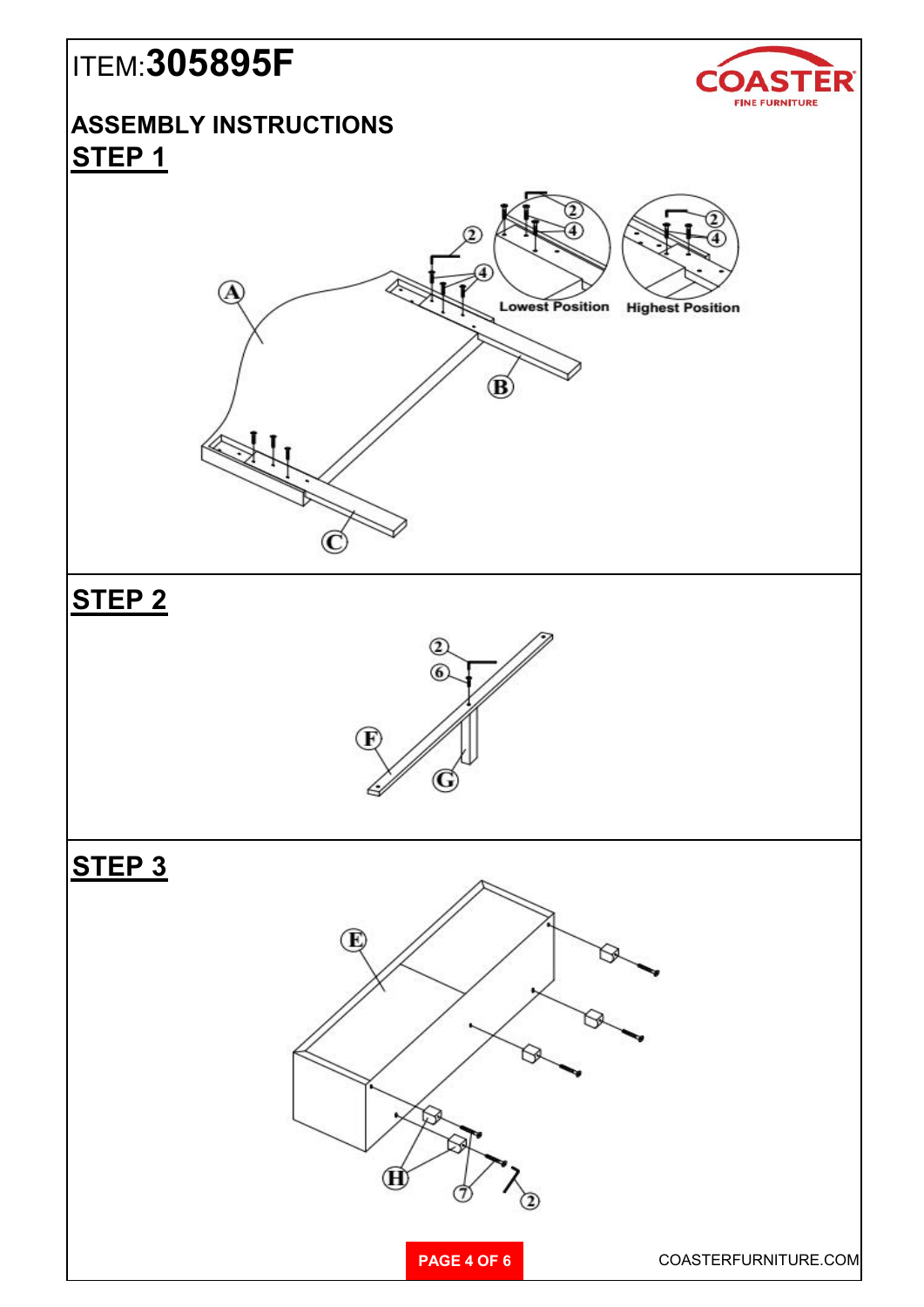# ITEM:305895F

## ASSEMBLY INSTRUCTIONS

## STEP 1

Lowest Position

Highest Position

## STEP 2

## STEP 3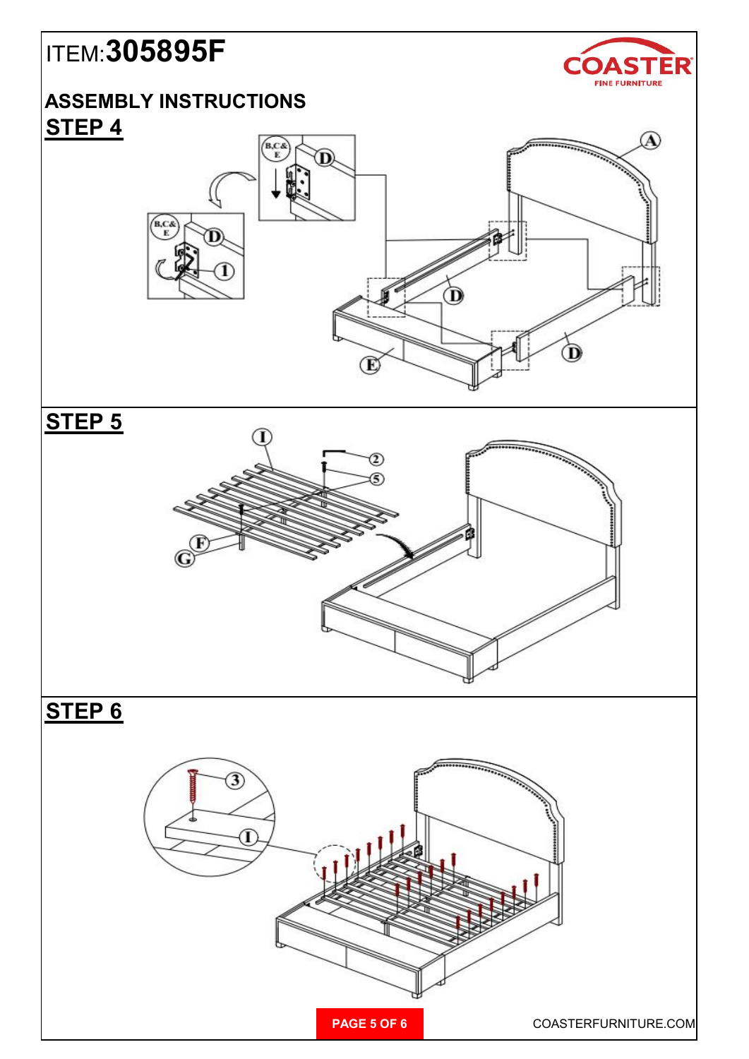# ITEM:305895F

## ASSEMBLY INSTRUCTIONS

### STEP 4

### STEP 5

### STEP 6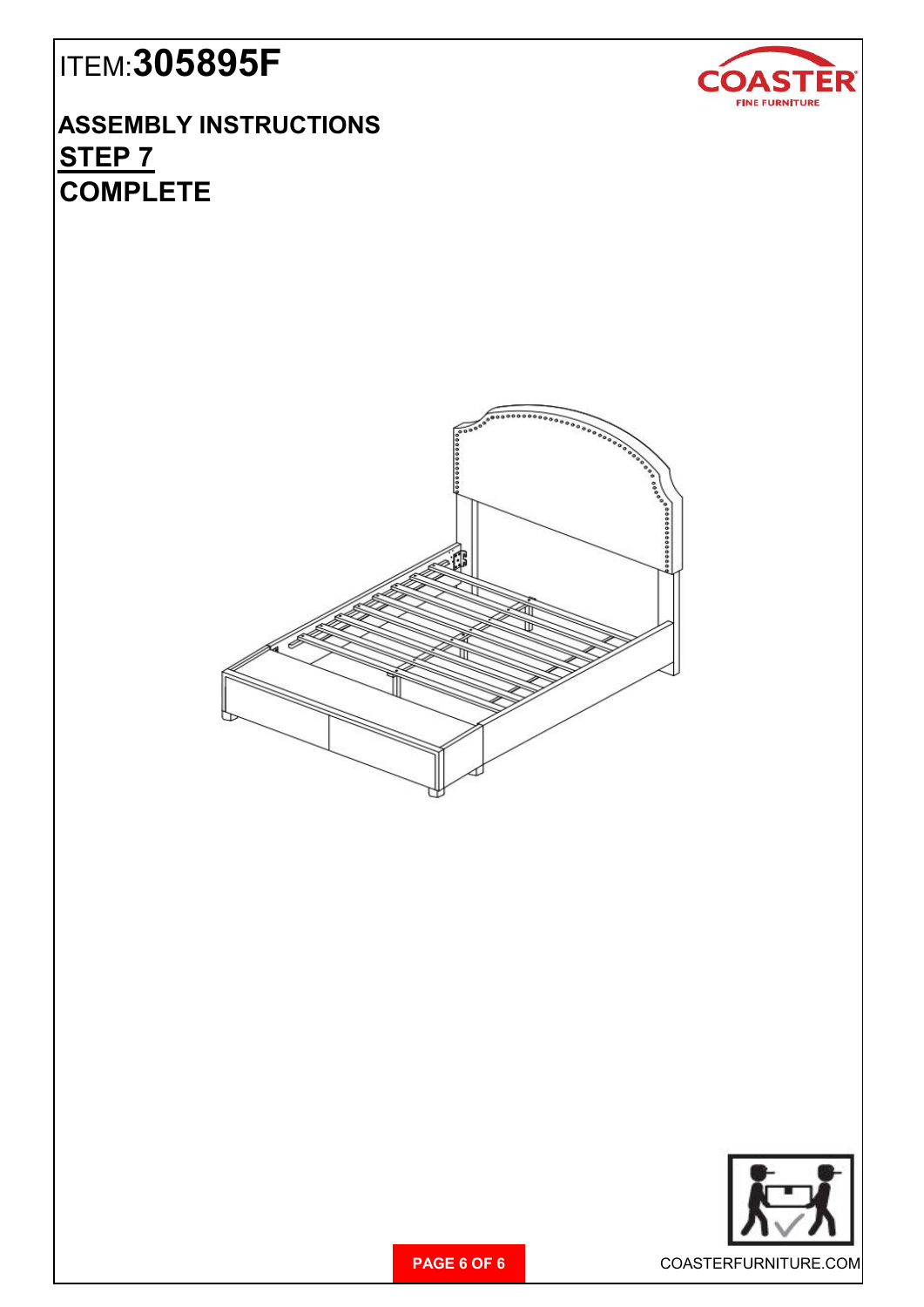ITEM:**305895F**

## ASSEMBLY INSTRUCTIONS

### STEP 7

### COMPLETE

COASTERFURNITURE.COM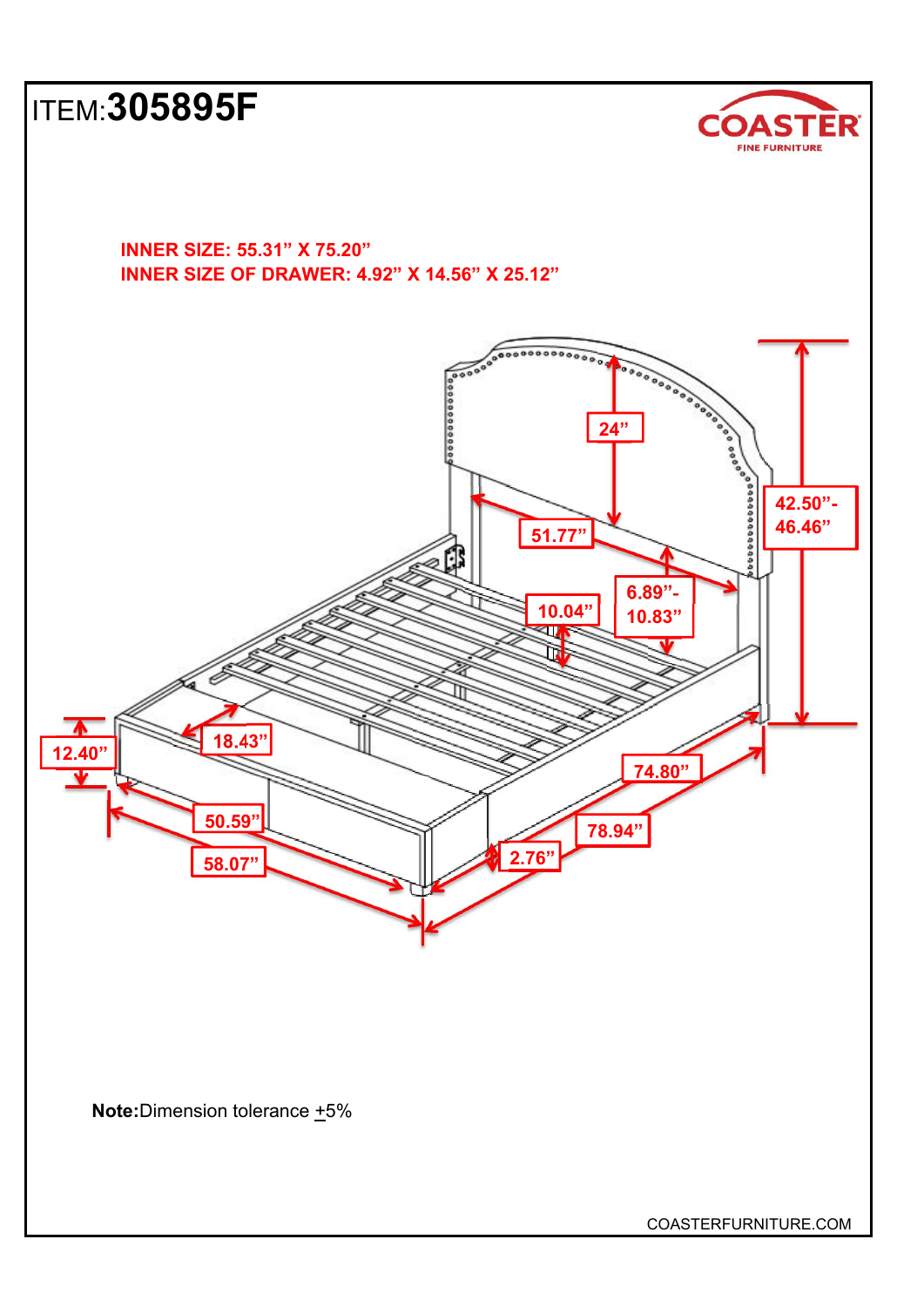ITEM:**305895F**

COASTER FINE FURNITURE

**INNER SIZE: 55.31" X 75.20"**

**INNER SIZE OF DRAWER: 4.92" X 14.56" X 25.12"**

24"

42.50"-46.46"

51.77"

6.89"-10.83"

10.04"

18.43"

12.40"

74.80"

50.59"

78.94"

58.07"

2.76"

**Note:**Dimension tolerance ±5%

COASTERFURNITURE.COM